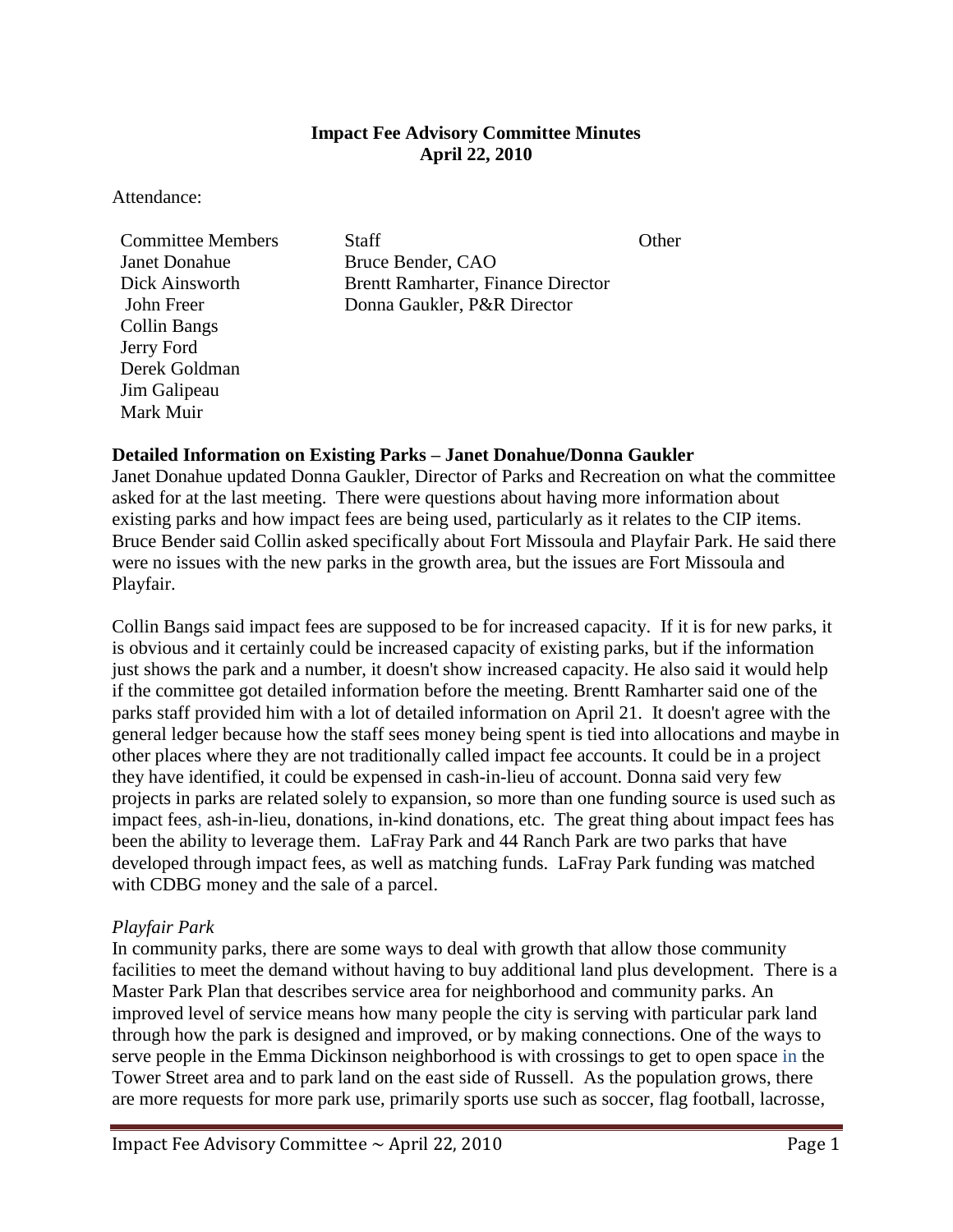**Impact Fee Advisory Committee Minutes**
**April 22, 2010**

Attendance:

| Committee Members | Staff | Other |
|---|---|---|
| Janet Donahue | Bruce Bender, CAO | |
| Dick Ainsworth | Brentt Ramharter, Finance Director | |
| John Freer | Donna Gaukler, P&R Director | |
| Collin Bangs | | |
| Jerry Ford | | |
| Derek Goldman | | |
| Jim Galipeau | | |
| Mark Muir | | |

**Detailed Information on Existing Parks – Janet Donahue/Donna Gaukler**

Janet Donahue updated Donna Gaukler, Director of Parks and Recreation on what the committee asked for at the last meeting. There were questions about having more information about existing parks and how impact fees are being used, particularly as it relates to the CIP items. Bruce Bender said Collin asked specifically about Fort Missoula and Playfair Park. He said there were no issues with the new parks in the growth area, but the issues are Fort Missoula and Playfair.

Collin Bangs said impact fees are supposed to be for increased capacity. If it is for new parks, it is obvious and it certainly could be increased capacity of existing parks, but if the information just shows the park and a number, it doesn't show increased capacity. He also said it would help if the committee got detailed information before the meeting. Brentt Ramharter said one of the parks staff provided him with a lot of detailed information on April 21. It doesn't agree with the general ledger because how the staff sees money being spent is tied into allocations and maybe in other places where they are not traditionally called impact fee accounts. It could be in a project they have identified, it could be expensed in cash-in-lieu of account. Donna said very few projects in parks are related solely to expansion, so more than one funding source is used such as impact fees, ash-in-lieu, donations, in-kind donations, etc. The great thing about impact fees has been the ability to leverage them. LaFray Park and 44 Ranch Park are two parks that have developed through impact fees, as well as matching funds. LaFray Park funding was matched with CDBG money and the sale of a parcel.

*Playfair Park*

In community parks, there are some ways to deal with growth that allow those community facilities to meet the demand without having to buy additional land plus development. There is a Master Park Plan that describes service area for neighborhood and community parks. An improved level of service means how many people the city is serving with particular park land through how the park is designed and improved, or by making connections. One of the ways to serve people in the Emma Dickinson neighborhood is with crossings to get to open space in the Tower Street area and to park land on the east side of Russell. As the population grows, there are more requests for more park use, primarily sports use such as soccer, flag football, lacrosse,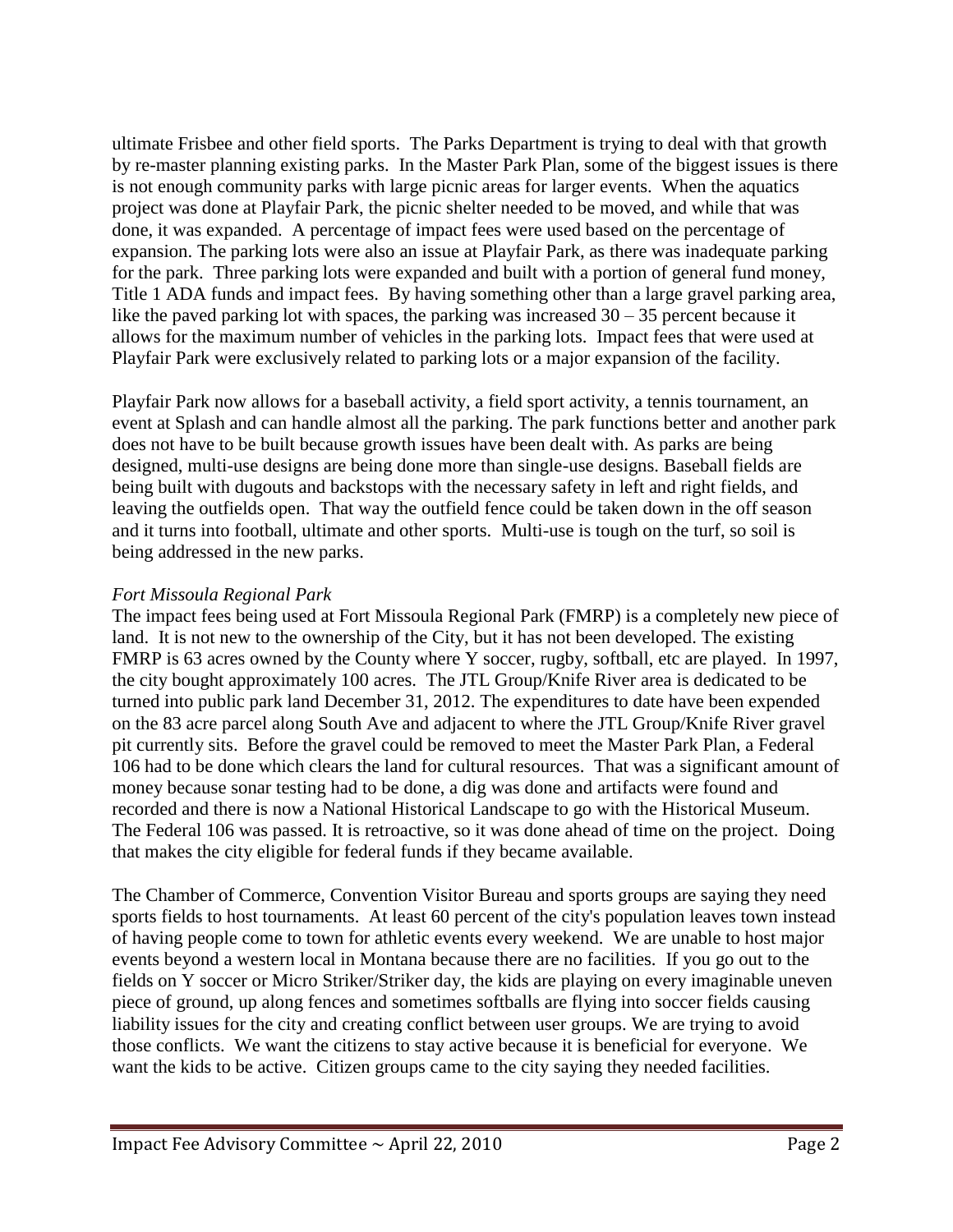ultimate Frisbee and other field sports. The Parks Department is trying to deal with that growth by re-master planning existing parks. In the Master Park Plan, some of the biggest issues is there is not enough community parks with large picnic areas for larger events. When the aquatics project was done at Playfair Park, the picnic shelter needed to be moved, and while that was done, it was expanded. A percentage of impact fees were used based on the percentage of expansion. The parking lots were also an issue at Playfair Park, as there was inadequate parking for the park. Three parking lots were expanded and built with a portion of general fund money, Title 1 ADA funds and impact fees. By having something other than a large gravel parking area, like the paved parking lot with spaces, the parking was increased 30 – 35 percent because it allows for the maximum number of vehicles in the parking lots. Impact fees that were used at Playfair Park were exclusively related to parking lots or a major expansion of the facility.

Playfair Park now allows for a baseball activity, a field sport activity, a tennis tournament, an event at Splash and can handle almost all the parking. The park functions better and another park does not have to be built because growth issues have been dealt with. As parks are being designed, multi-use designs are being done more than single-use designs. Baseball fields are being built with dugouts and backstops with the necessary safety in left and right fields, and leaving the outfields open. That way the outfield fence could be taken down in the off season and it turns into football, ultimate and other sports. Multi-use is tough on the turf, so soil is being addressed in the new parks.

*Fort Missoula Regional Park*

The impact fees being used at Fort Missoula Regional Park (FMRP) is a completely new piece of land. It is not new to the ownership of the City, but it has not been developed. The existing FMRP is 63 acres owned by the County where Y soccer, rugby, softball, etc are played. In 1997, the city bought approximately 100 acres. The JTL Group/Knife River area is dedicated to be turned into public park land December 31, 2012. The expenditures to date have been expended on the 83 acre parcel along South Ave and adjacent to where the JTL Group/Knife River gravel pit currently sits. Before the gravel could be removed to meet the Master Park Plan, a Federal 106 had to be done which clears the land for cultural resources. That was a significant amount of money because sonar testing had to be done, a dig was done and artifacts were found and recorded and there is now a National Historical Landscape to go with the Historical Museum. The Federal 106 was passed. It is retroactive, so it was done ahead of time on the project. Doing that makes the city eligible for federal funds if they became available.

The Chamber of Commerce, Convention Visitor Bureau and sports groups are saying they need sports fields to host tournaments. At least 60 percent of the city's population leaves town instead of having people come to town for athletic events every weekend. We are unable to host major events beyond a western local in Montana because there are no facilities. If you go out to the fields on Y soccer or Micro Striker/Striker day, the kids are playing on every imaginable uneven piece of ground, up along fences and sometimes softballs are flying into soccer fields causing liability issues for the city and creating conflict between user groups. We are trying to avoid those conflicts. We want the citizens to stay active because it is beneficial for everyone. We want the kids to be active. Citizen groups came to the city saying they needed facilities.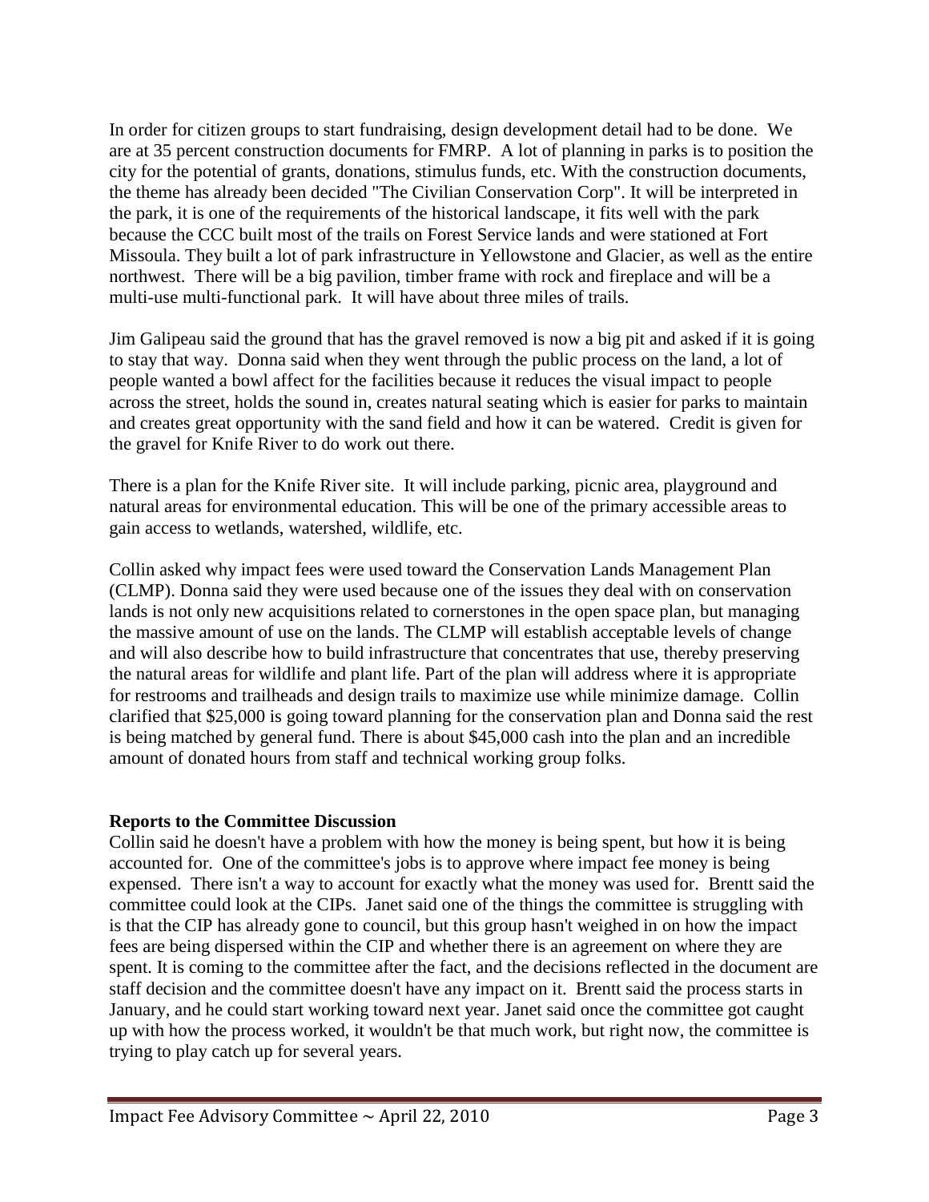In order for citizen groups to start fundraising, design development detail had to be done. We are at 35 percent construction documents for FMRP. A lot of planning in parks is to position the city for the potential of grants, donations, stimulus funds, etc. With the construction documents, the theme has already been decided "The Civilian Conservation Corp". It will be interpreted in the park, it is one of the requirements of the historical landscape, it fits well with the park because the CCC built most of the trails on Forest Service lands and were stationed at Fort Missoula. They built a lot of park infrastructure in Yellowstone and Glacier, as well as the entire northwest. There will be a big pavilion, timber frame with rock and fireplace and will be a multi-use multi-functional park. It will have about three miles of trails.

Jim Galipeau said the ground that has the gravel removed is now a big pit and asked if it is going to stay that way. Donna said when they went through the public process on the land, a lot of people wanted a bowl affect for the facilities because it reduces the visual impact to people across the street, holds the sound in, creates natural seating which is easier for parks to maintain and creates great opportunity with the sand field and how it can be watered. Credit is given for the gravel for Knife River to do work out there.

There is a plan for the Knife River site. It will include parking, picnic area, playground and natural areas for environmental education. This will be one of the primary accessible areas to gain access to wetlands, watershed, wildlife, etc.

Collin asked why impact fees were used toward the Conservation Lands Management Plan (CLMP). Donna said they were used because one of the issues they deal with on conservation lands is not only new acquisitions related to cornerstones in the open space plan, but managing the massive amount of use on the lands. The CLMP will establish acceptable levels of change and will also describe how to build infrastructure that concentrates that use, thereby preserving the natural areas for wildlife and plant life. Part of the plan will address where it is appropriate for restrooms and trailheads and design trails to maximize use while minimize damage. Collin clarified that $25,000 is going toward planning for the conservation plan and Donna said the rest is being matched by general fund. There is about $45,000 cash into the plan and an incredible amount of donated hours from staff and technical working group folks.

**Reports to the Committee Discussion**

Collin said he doesn't have a problem with how the money is being spent, but how it is being accounted for. One of the committee's jobs is to approve where impact fee money is being expensed. There isn't a way to account for exactly what the money was used for. Brentt said the committee could look at the CIPs. Janet said one of the things the committee is struggling with is that the CIP has already gone to council, but this group hasn't weighed in on how the impact fees are being dispersed within the CIP and whether there is an agreement on where they are spent. It is coming to the committee after the fact, and the decisions reflected in the document are staff decision and the committee doesn't have any impact on it. Brentt said the process starts in January, and he could start working toward next year. Janet said once the committee got caught up with how the process worked, it wouldn't be that much work, but right now, the committee is trying to play catch up for several years.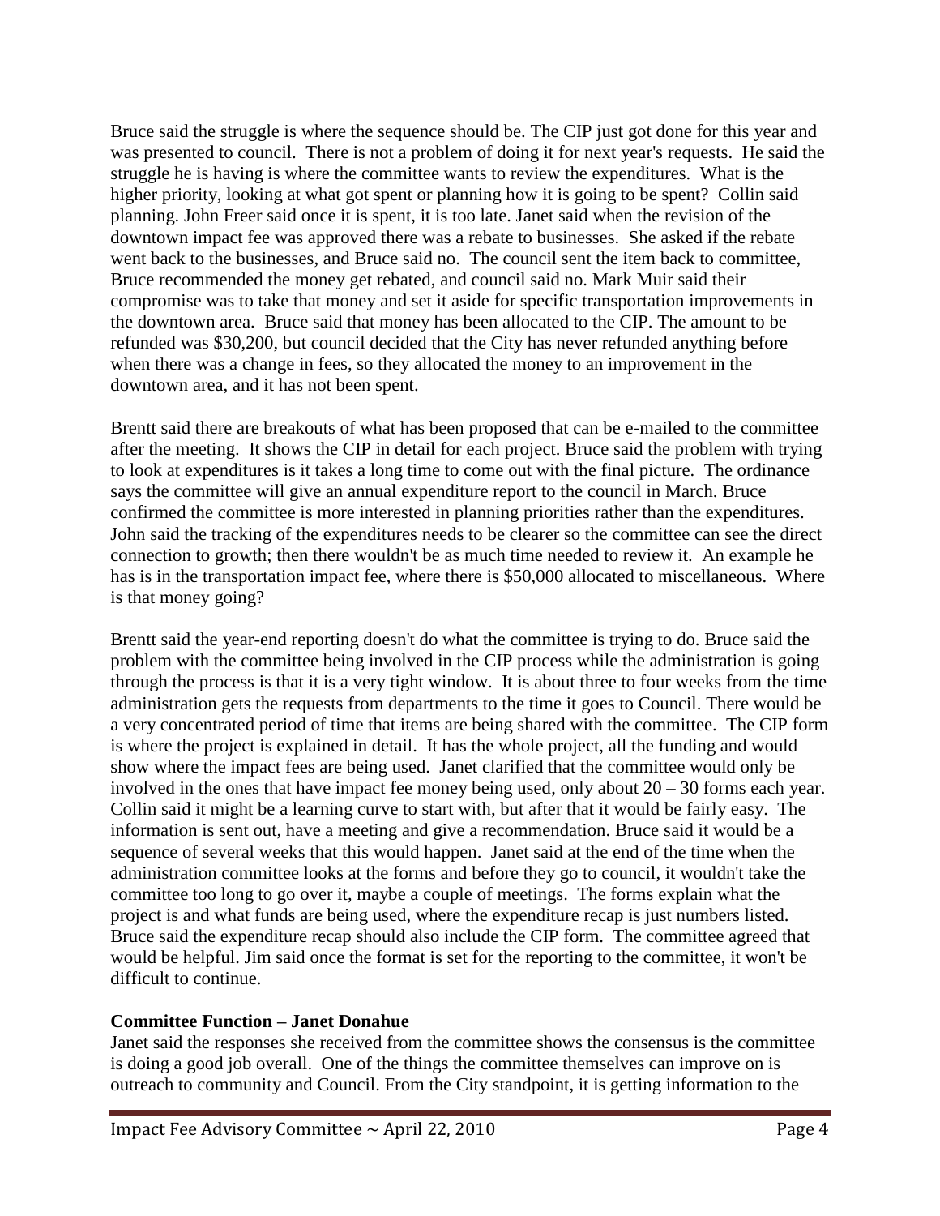Bruce said the struggle is where the sequence should be. The CIP just got done for this year and was presented to council. There is not a problem of doing it for next year's requests. He said the struggle he is having is where the committee wants to review the expenditures. What is the higher priority, looking at what got spent or planning how it is going to be spent? Collin said planning. John Freer said once it is spent, it is too late. Janet said when the revision of the downtown impact fee was approved there was a rebate to businesses. She asked if the rebate went back to the businesses, and Bruce said no. The council sent the item back to committee, Bruce recommended the money get rebated, and council said no. Mark Muir said their compromise was to take that money and set it aside for specific transportation improvements in the downtown area. Bruce said that money has been allocated to the CIP. The amount to be refunded was $30,200, but council decided that the City has never refunded anything before when there was a change in fees, so they allocated the money to an improvement in the downtown area, and it has not been spent.

Brentt said there are breakouts of what has been proposed that can be e-mailed to the committee after the meeting. It shows the CIP in detail for each project. Bruce said the problem with trying to look at expenditures is it takes a long time to come out with the final picture. The ordinance says the committee will give an annual expenditure report to the council in March. Bruce confirmed the committee is more interested in planning priorities rather than the expenditures. John said the tracking of the expenditures needs to be clearer so the committee can see the direct connection to growth; then there wouldn't be as much time needed to review it. An example he has is in the transportation impact fee, where there is $50,000 allocated to miscellaneous. Where is that money going?

Brentt said the year-end reporting doesn't do what the committee is trying to do. Bruce said the problem with the committee being involved in the CIP process while the administration is going through the process is that it is a very tight window. It is about three to four weeks from the time administration gets the requests from departments to the time it goes to Council. There would be a very concentrated period of time that items are being shared with the committee. The CIP form is where the project is explained in detail. It has the whole project, all the funding and would show where the impact fees are being used. Janet clarified that the committee would only be involved in the ones that have impact fee money being used, only about 20 – 30 forms each year. Collin said it might be a learning curve to start with, but after that it would be fairly easy. The information is sent out, have a meeting and give a recommendation. Bruce said it would be a sequence of several weeks that this would happen. Janet said at the end of the time when the administration committee looks at the forms and before they go to council, it wouldn't take the committee too long to go over it, maybe a couple of meetings. The forms explain what the project is and what funds are being used, where the expenditure recap is just numbers listed. Bruce said the expenditure recap should also include the CIP form. The committee agreed that would be helpful. Jim said once the format is set for the reporting to the committee, it won't be difficult to continue.

**Committee Function – Janet Donahue**

Janet said the responses she received from the committee shows the consensus is the committee is doing a good job overall. One of the things the committee themselves can improve on is outreach to community and Council. From the City standpoint, it is getting information to the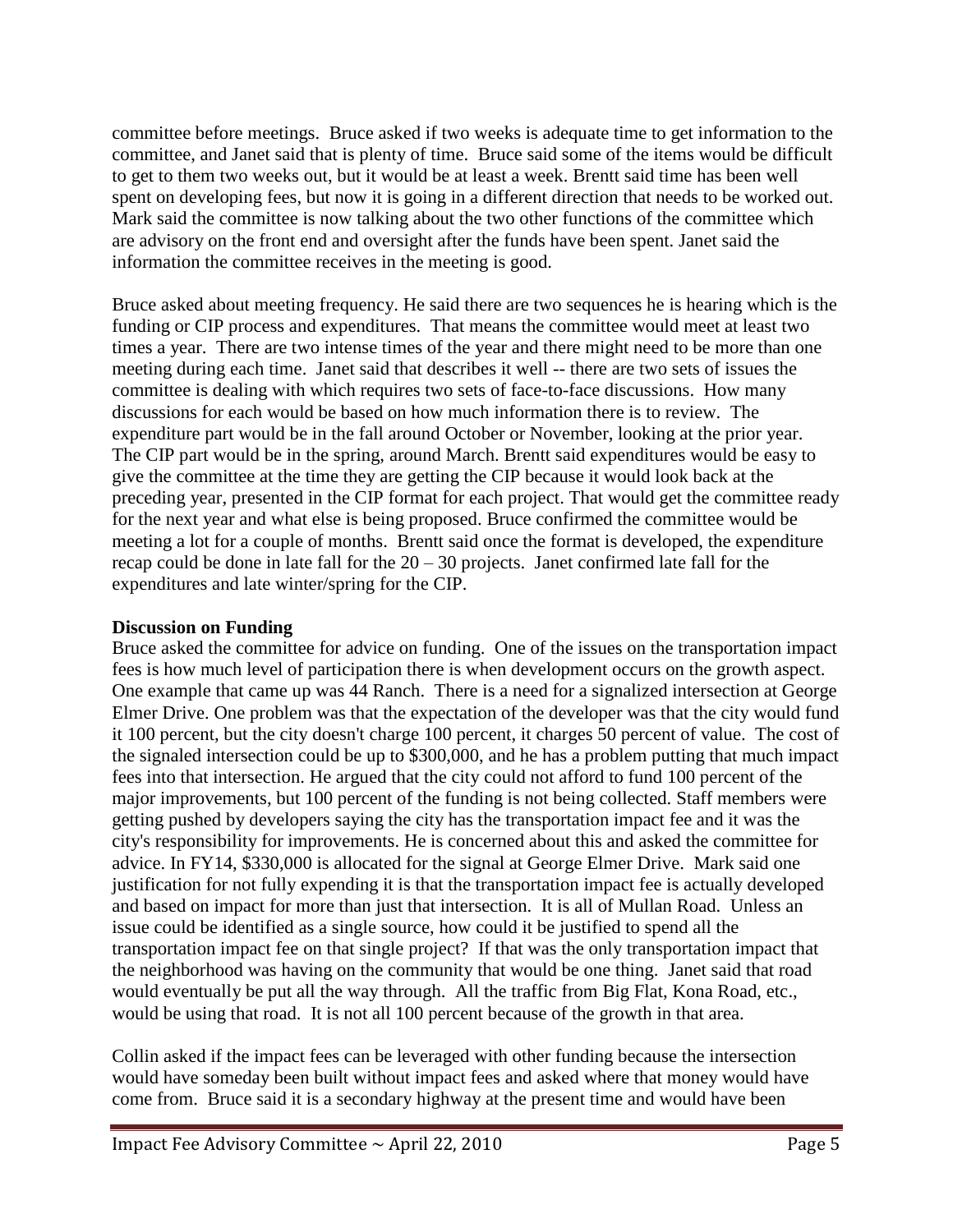committee before meetings. Bruce asked if two weeks is adequate time to get information to the committee, and Janet said that is plenty of time. Bruce said some of the items would be difficult to get to them two weeks out, but it would be at least a week. Brentt said time has been well spent on developing fees, but now it is going in a different direction that needs to be worked out. Mark said the committee is now talking about the two other functions of the committee which are advisory on the front end and oversight after the funds have been spent. Janet said the information the committee receives in the meeting is good.

Bruce asked about meeting frequency. He said there are two sequences he is hearing which is the funding or CIP process and expenditures. That means the committee would meet at least two times a year. There are two intense times of the year and there might need to be more than one meeting during each time. Janet said that describes it well -- there are two sets of issues the committee is dealing with which requires two sets of face-to-face discussions. How many discussions for each would be based on how much information there is to review. The expenditure part would be in the fall around October or November, looking at the prior year. The CIP part would be in the spring, around March. Brentt said expenditures would be easy to give the committee at the time they are getting the CIP because it would look back at the preceding year, presented in the CIP format for each project. That would get the committee ready for the next year and what else is being proposed. Bruce confirmed the committee would be meeting a lot for a couple of months. Brentt said once the format is developed, the expenditure recap could be done in late fall for the 20 – 30 projects. Janet confirmed late fall for the expenditures and late winter/spring for the CIP.

**Discussion on Funding**

Bruce asked the committee for advice on funding. One of the issues on the transportation impact fees is how much level of participation there is when development occurs on the growth aspect. One example that came up was 44 Ranch. There is a need for a signalized intersection at George Elmer Drive. One problem was that the expectation of the developer was that the city would fund it 100 percent, but the city doesn't charge 100 percent, it charges 50 percent of value. The cost of the signaled intersection could be up to $300,000, and he has a problem putting that much impact fees into that intersection. He argued that the city could not afford to fund 100 percent of the major improvements, but 100 percent of the funding is not being collected. Staff members were getting pushed by developers saying the city has the transportation impact fee and it was the city's responsibility for improvements. He is concerned about this and asked the committee for advice. In FY14, $330,000 is allocated for the signal at George Elmer Drive. Mark said one justification for not fully expending it is that the transportation impact fee is actually developed and based on impact for more than just that intersection. It is all of Mullan Road. Unless an issue could be identified as a single source, how could it be justified to spend all the transportation impact fee on that single project? If that was the only transportation impact that the neighborhood was having on the community that would be one thing. Janet said that road would eventually be put all the way through. All the traffic from Big Flat, Kona Road, etc., would be using that road. It is not all 100 percent because of the growth in that area.

Collin asked if the impact fees can be leveraged with other funding because the intersection would have someday been built without impact fees and asked where that money would have come from. Bruce said it is a secondary highway at the present time and would have been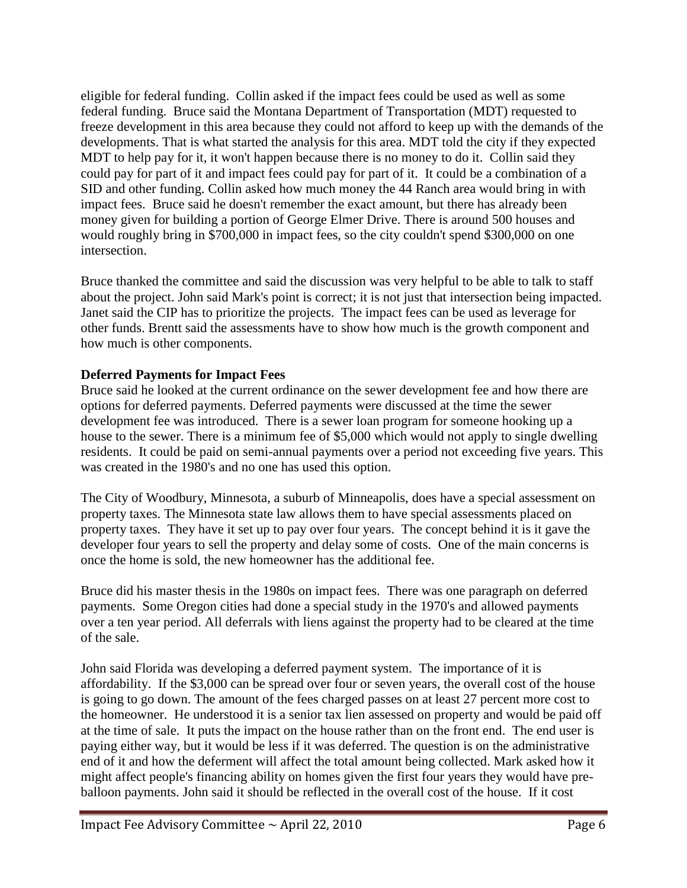eligible for federal funding. Collin asked if the impact fees could be used as well as some federal funding. Bruce said the Montana Department of Transportation (MDT) requested to freeze development in this area because they could not afford to keep up with the demands of the developments. That is what started the analysis for this area. MDT told the city if they expected MDT to help pay for it, it won't happen because there is no money to do it. Collin said they could pay for part of it and impact fees could pay for part of it. It could be a combination of a SID and other funding. Collin asked how much money the 44 Ranch area would bring in with impact fees. Bruce said he doesn't remember the exact amount, but there has already been money given for building a portion of George Elmer Drive. There is around 500 houses and would roughly bring in $700,000 in impact fees, so the city couldn't spend $300,000 on one intersection.

Bruce thanked the committee and said the discussion was very helpful to be able to talk to staff about the project. John said Mark's point is correct; it is not just that intersection being impacted. Janet said the CIP has to prioritize the projects. The impact fees can be used as leverage for other funds. Brentt said the assessments have to show how much is the growth component and how much is other components.

**Deferred Payments for Impact Fees**

Bruce said he looked at the current ordinance on the sewer development fee and how there are options for deferred payments. Deferred payments were discussed at the time the sewer development fee was introduced. There is a sewer loan program for someone hooking up a house to the sewer. There is a minimum fee of $5,000 which would not apply to single dwelling residents. It could be paid on semi-annual payments over a period not exceeding five years. This was created in the 1980's and no one has used this option.

The City of Woodbury, Minnesota, a suburb of Minneapolis, does have a special assessment on property taxes. The Minnesota state law allows them to have special assessments placed on property taxes. They have it set up to pay over four years. The concept behind it is it gave the developer four years to sell the property and delay some of costs. One of the main concerns is once the home is sold, the new homeowner has the additional fee.

Bruce did his master thesis in the 1980s on impact fees. There was one paragraph on deferred payments. Some Oregon cities had done a special study in the 1970's and allowed payments over a ten year period. All deferrals with liens against the property had to be cleared at the time of the sale.

John said Florida was developing a deferred payment system. The importance of it is affordability. If the $3,000 can be spread over four or seven years, the overall cost of the house is going to go down. The amount of the fees charged passes on at least 27 percent more cost to the homeowner. He understood it is a senior tax lien assessed on property and would be paid off at the time of sale. It puts the impact on the house rather than on the front end. The end user is paying either way, but it would be less if it was deferred. The question is on the administrative end of it and how the deferment will affect the total amount being collected. Mark asked how it might affect people's financing ability on homes given the first four years they would have pre-balloon payments. John said it should be reflected in the overall cost of the house. If it cost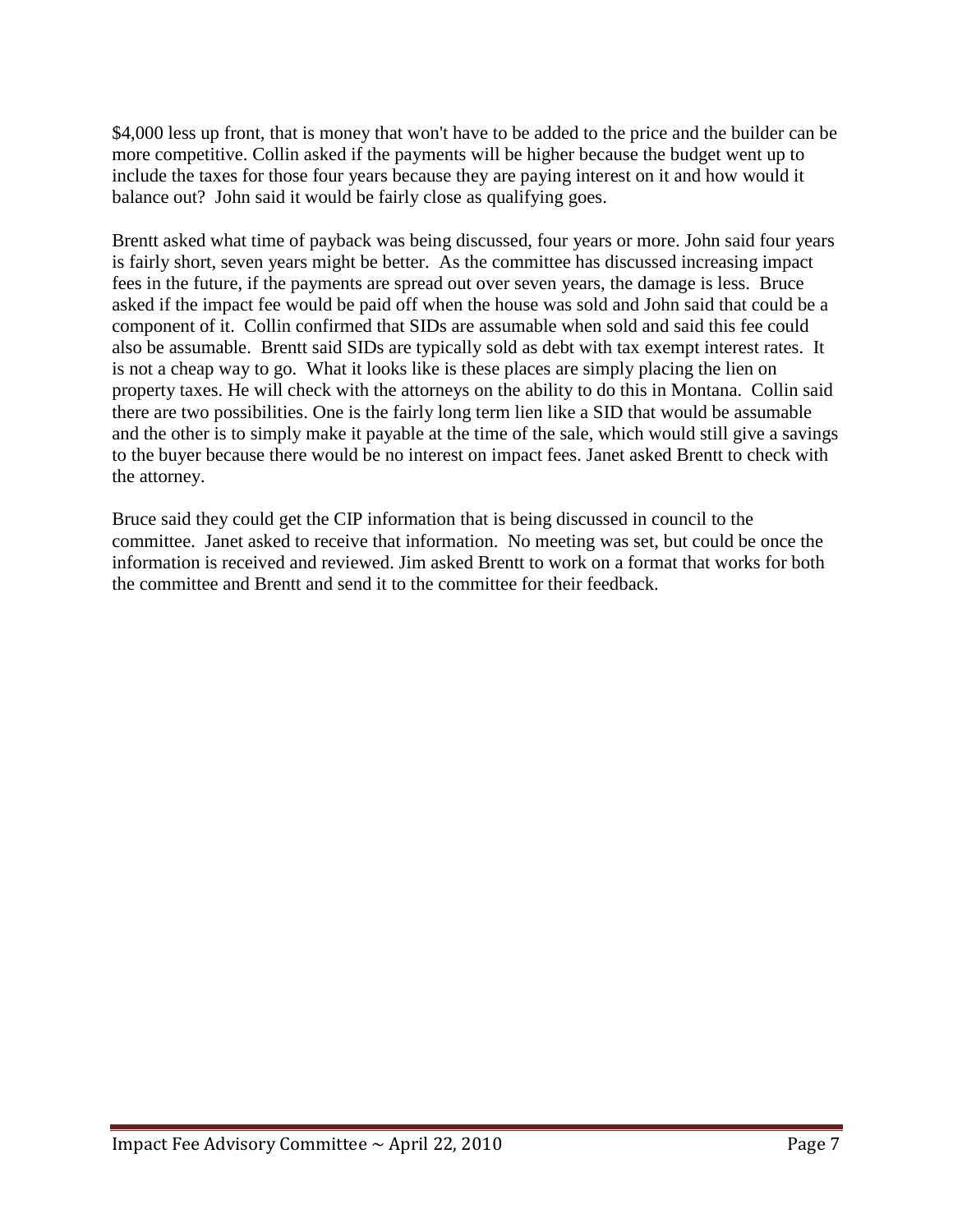$4,000 less up front, that is money that won't have to be added to the price and the builder can be more competitive. Collin asked if the payments will be higher because the budget went up to include the taxes for those four years because they are paying interest on it and how would it balance out? John said it would be fairly close as qualifying goes.

Brentt asked what time of payback was being discussed, four years or more. John said four years is fairly short, seven years might be better. As the committee has discussed increasing impact fees in the future, if the payments are spread out over seven years, the damage is less. Bruce asked if the impact fee would be paid off when the house was sold and John said that could be a component of it. Collin confirmed that SIDs are assumable when sold and said this fee could also be assumable. Brentt said SIDs are typically sold as debt with tax exempt interest rates. It is not a cheap way to go. What it looks like is these places are simply placing the lien on property taxes. He will check with the attorneys on the ability to do this in Montana. Collin said there are two possibilities. One is the fairly long term lien like a SID that would be assumable and the other is to simply make it payable at the time of the sale, which would still give a savings to the buyer because there would be no interest on impact fees. Janet asked Brentt to check with the attorney.

Bruce said they could get the CIP information that is being discussed in council to the committee. Janet asked to receive that information. No meeting was set, but could be once the information is received and reviewed. Jim asked Brentt to work on a format that works for both the committee and Brentt and send it to the committee for their feedback.